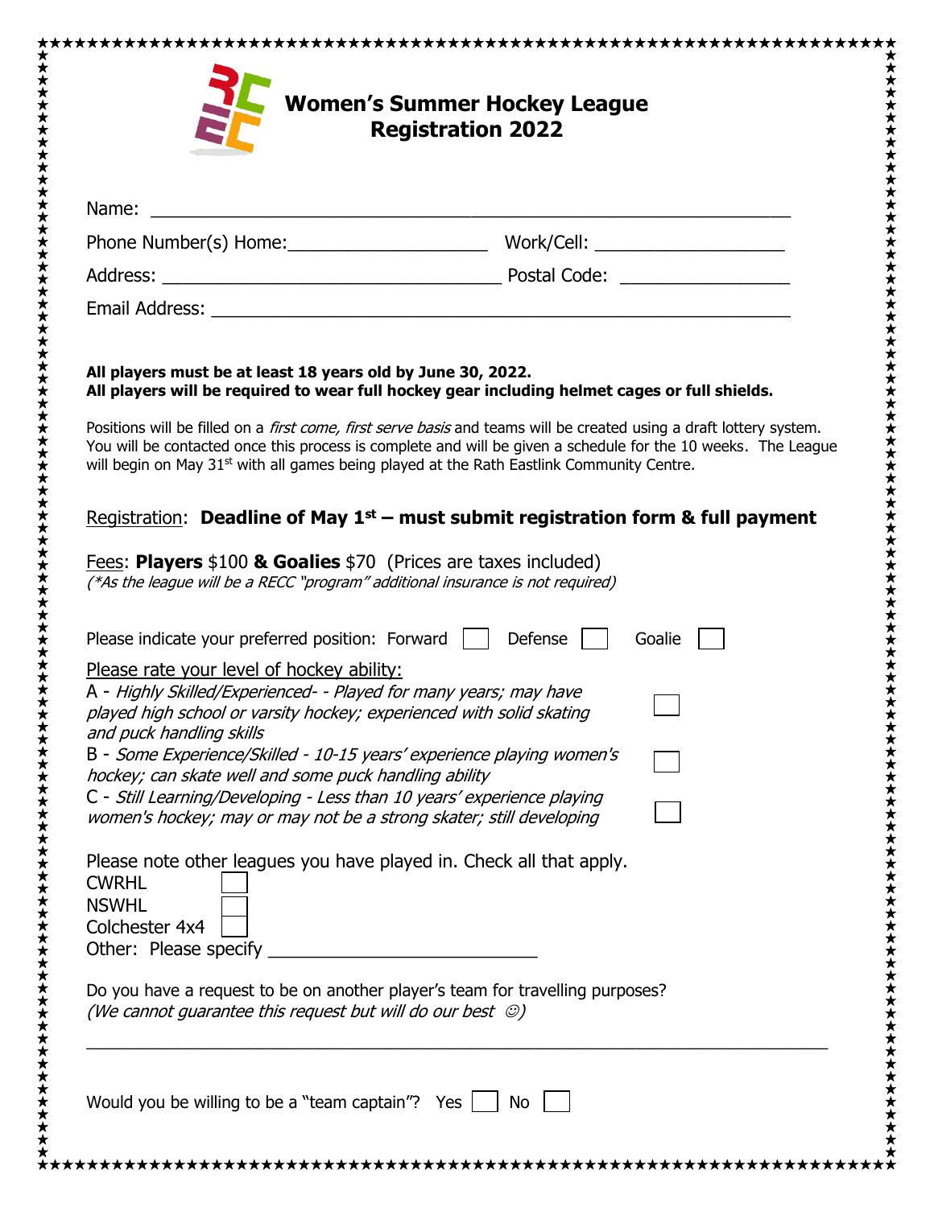# Women's Summer Hockey League Registration 2022

Name: ____________________________________________________________

Phone Number(s) Home:___________________ Work/Cell: __________________

Address: ________________________________ Postal Code: ________________

Email Address: _______________________________________________________

**All players must be at least 18 years old by June 30, 2022.**
**All players will be required to wear full hockey gear including helmet cages or full shields.**

Positions will be filled on a *first come, first serve basis* and teams will be created using a draft lottery system. You will be contacted once this process is complete and will be given a schedule for the 10 weeks. The League will begin on May 31st with all games being played at the Rath Eastlink Community Centre.

Registration: **Deadline of May 1st – must submit registration form & full payment**

Fees: **Players** $100 **& Goalies** $70 (Prices are taxes included)
*(\*As the league will be a RECC "program" additional insurance is not required)*

Please indicate your preferred position: Forward ☐ Defense ☐ Goalie ☐

Please rate your level of hockey ability:

A - *Highly Skilled/Experienced- - Played for many years; may have played high school or varsity hockey; experienced with solid skating and puck handling skills* ☐

B - *Some Experience/Skilled - 10-15 years' experience playing women's hockey; can skate well and some puck handling ability* ☐

C - *Still Learning/Developing - Less than 10 years' experience playing women's hockey; may or may not be a strong skater; still developing* ☐

Please note other leagues you have played in. Check all that apply.

CWRHL ☐
NSWHL ☐
Colchester 4x4 ☐
Other: Please specify __________________________

Do you have a request to be on another player's team for travelling purposes?
*(We cannot guarantee this request but will do our best ☺)*

_______________________________________________________________________

Would you be willing to be a "team captain"? Yes ☐ No ☐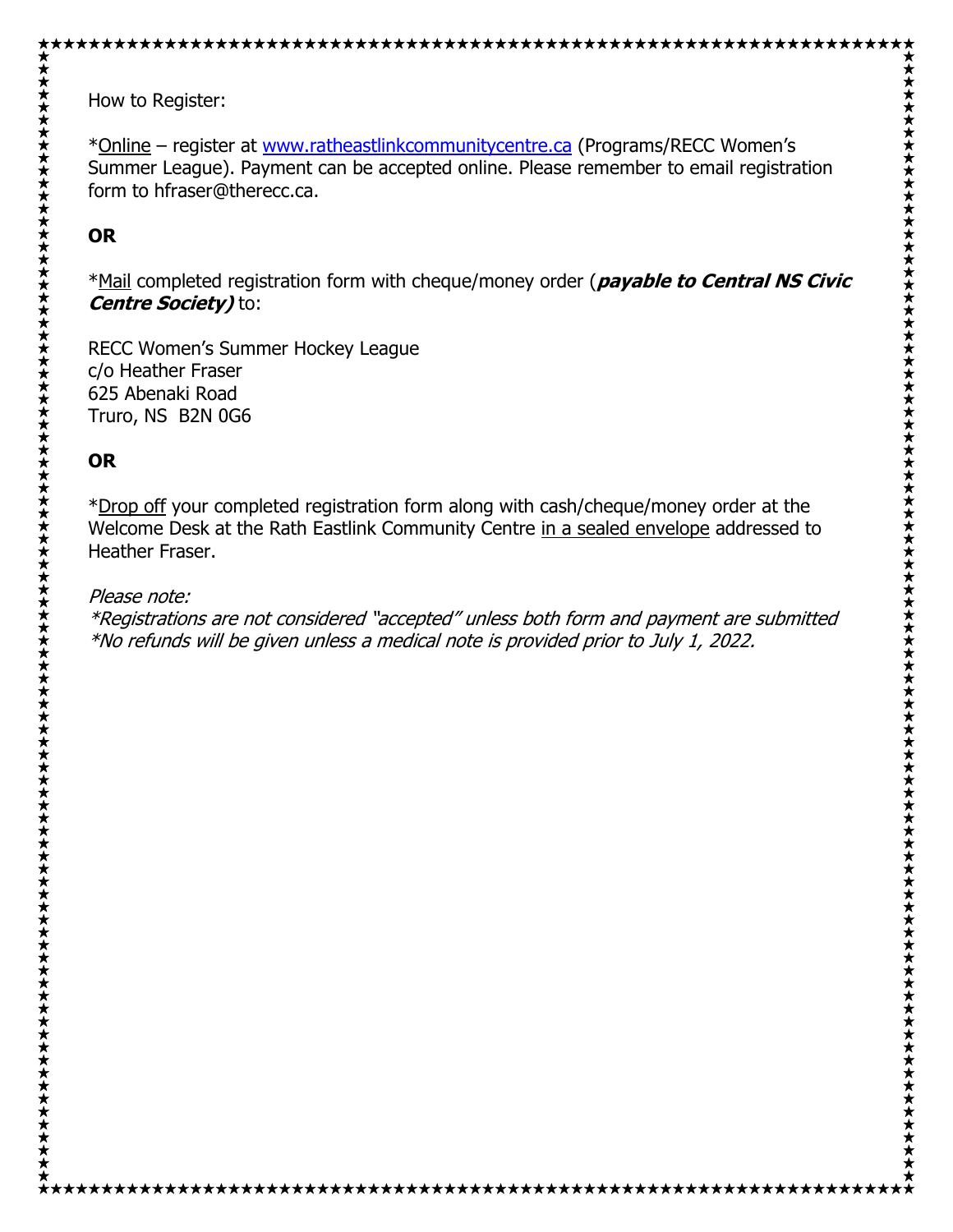How to Register:

*Online – register at [www.ratheastlinkcommunitycentre.ca](http://www.ratheastlinkcommunitycentre.ca) (Programs/RECC Women's Summer League). Payment can be accepted online. Please remember to email registration form to hfraser@therecc.ca.

**OR**

*Mail completed registration form with cheque/money order (***payable to Central NS Civic Centre Society)*** to:

RECC Women's Summer Hockey League
c/o Heather Fraser
625 Abenaki Road
Truro, NS  B2N 0G6

**OR**

*Drop off your completed registration form along with cash/cheque/money order at the Welcome Desk at the Rath Eastlink Community Centre in a sealed envelope addressed to Heather Fraser.

*Please note:*
**Registrations are not considered "accepted" unless both form and payment are submitted*
**No refunds will be given unless a medical note is provided prior to July 1, 2022.*